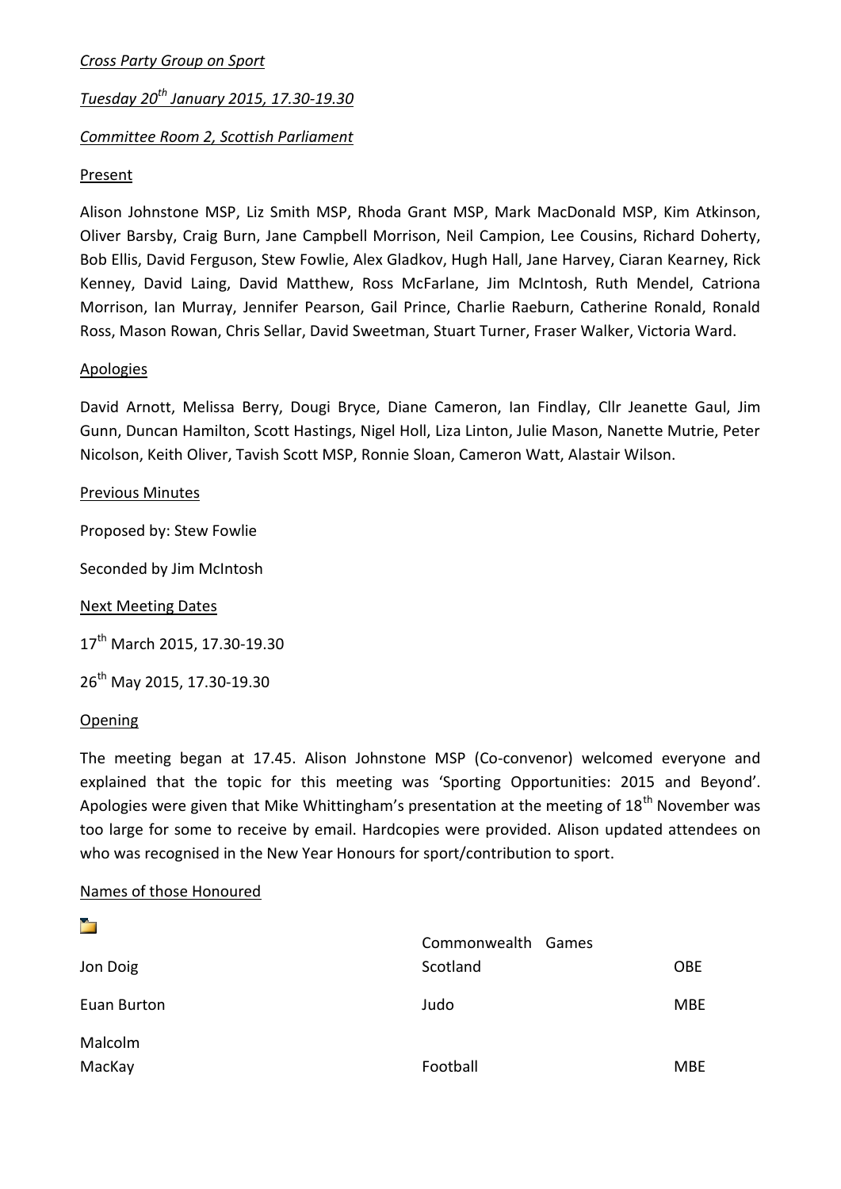*Cross Party Group on Sport*

*Tuesday 20th January 2015, 17.30-19.30*

*Committee Room 2, Scottish Parliament*

Present

Alison Johnstone MSP, Liz Smith MSP, Rhoda Grant MSP, Mark MacDonald MSP, Kim Atkinson, Oliver Barsby, Craig Burn, Jane Campbell Morrison, Neil Campion, Lee Cousins, Richard Doherty, Bob Ellis, David Ferguson, Stew Fowlie, Alex Gladkov, Hugh Hall, Jane Harvey, Ciaran Kearney, Rick Kenney, David Laing, David Matthew, Ross McFarlane, Jim McIntosh, Ruth Mendel, Catriona Morrison, Ian Murray, Jennifer Pearson, Gail Prince, Charlie Raeburn, Catherine Ronald, Ronald Ross, Mason Rowan, Chris Sellar, David Sweetman, Stuart Turner, Fraser Walker, Victoria Ward.

Apologies

David Arnott, Melissa Berry, Dougi Bryce, Diane Cameron, Ian Findlay, Cllr Jeanette Gaul, Jim Gunn, Duncan Hamilton, Scott Hastings, Nigel Holl, Liza Linton, Julie Mason, Nanette Mutrie, Peter Nicolson, Keith Oliver, Tavish Scott MSP, Ronnie Sloan, Cameron Watt, Alastair Wilson.

Previous Minutes

Proposed by: Stew Fowlie

Seconded by Jim McIntosh

Next Meeting Dates

17th March 2015, 17.30-19.30

26th May 2015, 17.30-19.30

Opening

The meeting began at 17.45. Alison Johnstone MSP (Co-convenor) welcomed everyone and explained that the topic for this meeting was 'Sporting Opportunities: 2015 and Beyond'. Apologies were given that Mike Whittingham's presentation at the meeting of 18th November was too large for some to receive by email. Hardcopies were provided. Alison updated attendees on who was recognised in the New Year Honours for sport/contribution to sport.

Names of those Honoured

| | | |
|---|---|---|
| Jon Doig | Commonwealth Games Scotland | OBE |
| Euan Burton | Judo | MBE |
| Malcolm MacKay | Football | MBE |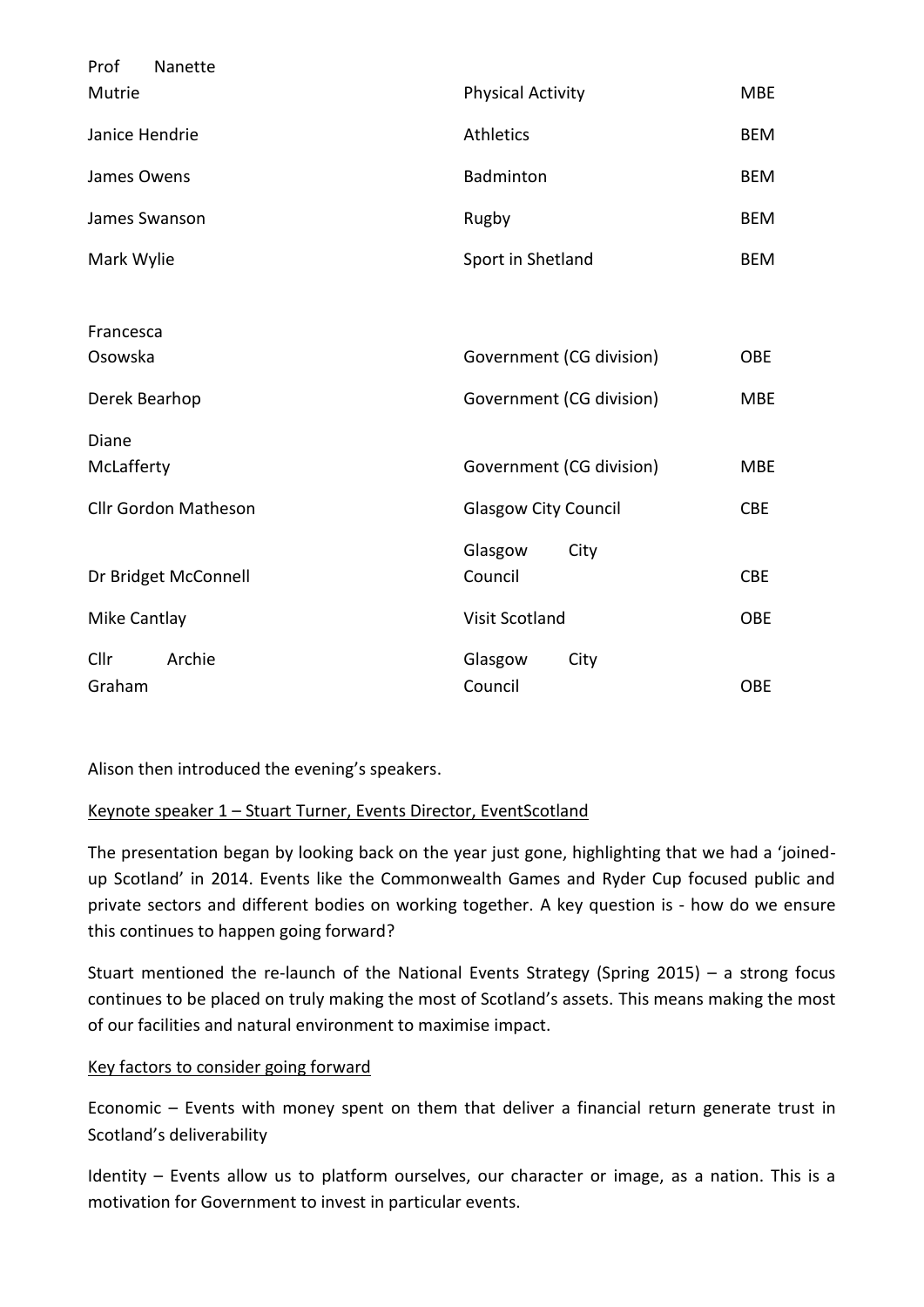| | | |
|---|---|---|
| Prof Nanette Mutrie | Physical Activity | MBE |
| Janice Hendrie | Athletics | BEM |
| James Owens | Badminton | BEM |
| James Swanson | Rugby | BEM |
| Mark Wylie | Sport in Shetland | BEM |
| | | |
| Francesca Osowska | Government (CG division) | OBE |
| Derek Bearhop | Government (CG division) | MBE |
| Diane McLafferty | Government (CG division) | MBE |
| Cllr Gordon Matheson | Glasgow City Council | CBE |
| Dr Bridget McConnell | Glasgow City Council | CBE |
| Mike Cantlay | Visit Scotland | OBE |
| Cllr Archie Graham | Glasgow City Council | OBE |

Alison then introduced the evening's speakers.

<u>Keynote speaker 1 – Stuart Turner, Events Director, EventScotland</u>

The presentation began by looking back on the year just gone, highlighting that we had a 'joined-up Scotland' in 2014. Events like the Commonwealth Games and Ryder Cup focused public and private sectors and different bodies on working together. A key question is - how do we ensure this continues to happen going forward?

Stuart mentioned the re-launch of the National Events Strategy (Spring 2015) – a strong focus continues to be placed on truly making the most of Scotland's assets. This means making the most of our facilities and natural environment to maximise impact.

<u>Key factors to consider going forward</u>

Economic – Events with money spent on them that deliver a financial return generate trust in Scotland's deliverability

Identity – Events allow us to platform ourselves, our character or image, as a nation. This is a motivation for Government to invest in particular events.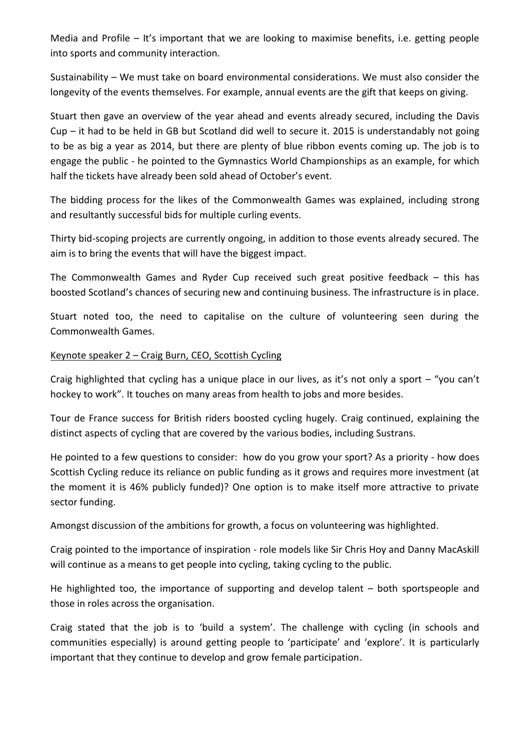Media and Profile – It's important that we are looking to maximise benefits, i.e. getting people into sports and community interaction.

Sustainability – We must take on board environmental considerations. We must also consider the longevity of the events themselves. For example, annual events are the gift that keeps on giving.

Stuart then gave an overview of the year ahead and events already secured, including the Davis Cup – it had to be held in GB but Scotland did well to secure it. 2015 is understandably not going to be as big a year as 2014, but there are plenty of blue ribbon events coming up. The job is to engage the public - he pointed to the Gymnastics World Championships as an example, for which half the tickets have already been sold ahead of October's event.

The bidding process for the likes of the Commonwealth Games was explained, including strong and resultantly successful bids for multiple curling events.

Thirty bid-scoping projects are currently ongoing, in addition to those events already secured. The aim is to bring the events that will have the biggest impact.

The Commonwealth Games and Ryder Cup received such great positive feedback – this has boosted Scotland's chances of securing new and continuing business. The infrastructure is in place.

Stuart noted too, the need to capitalise on the culture of volunteering seen during the Commonwealth Games.

<u>Keynote speaker 2 – Craig Burn, CEO, Scottish Cycling</u>

Craig highlighted that cycling has a unique place in our lives, as it's not only a sport – "you can't hockey to work". It touches on many areas from health to jobs and more besides.

Tour de France success for British riders boosted cycling hugely. Craig continued, explaining the distinct aspects of cycling that are covered by the various bodies, including Sustrans.

He pointed to a few questions to consider: how do you grow your sport? As a priority - how does Scottish Cycling reduce its reliance on public funding as it grows and requires more investment (at the moment it is 46% publicly funded)? One option is to make itself more attractive to private sector funding.

Amongst discussion of the ambitions for growth, a focus on volunteering was highlighted.

Craig pointed to the importance of inspiration - role models like Sir Chris Hoy and Danny MacAskill will continue as a means to get people into cycling, taking cycling to the public.

He highlighted too, the importance of supporting and develop talent – both sportspeople and those in roles across the organisation.

Craig stated that the job is to 'build a system'. The challenge with cycling (in schools and communities especially) is around getting people to 'participate' and 'explore'. It is particularly important that they continue to develop and grow female participation.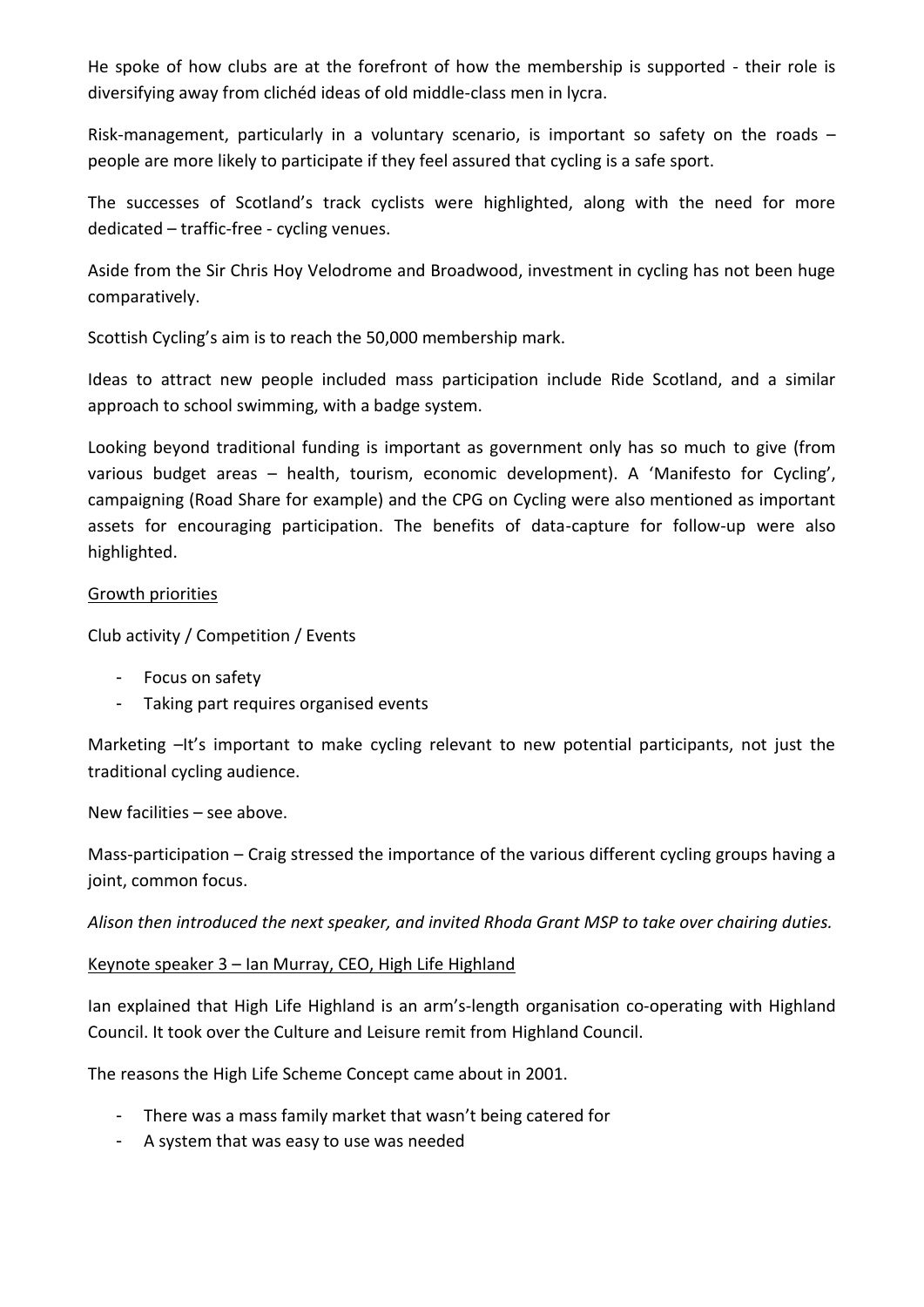He spoke of how clubs are at the forefront of how the membership is supported - their role is diversifying away from clichéd ideas of old middle-class men in lycra.

Risk-management, particularly in a voluntary scenario, is important so safety on the roads – people are more likely to participate if they feel assured that cycling is a safe sport.

The successes of Scotland's track cyclists were highlighted, along with the need for more dedicated – traffic-free - cycling venues.

Aside from the Sir Chris Hoy Velodrome and Broadwood, investment in cycling has not been huge comparatively.

Scottish Cycling's aim is to reach the 50,000 membership mark.

Ideas to attract new people included mass participation include Ride Scotland, and a similar approach to school swimming, with a badge system.

Looking beyond traditional funding is important as government only has so much to give (from various budget areas – health, tourism, economic development). A 'Manifesto for Cycling', campaigning (Road Share for example) and the CPG on Cycling were also mentioned as important assets for encouraging participation. The benefits of data-capture for follow-up were also highlighted.

<u>Growth priorities</u>

Club activity / Competition / Events

- Focus on safety
- Taking part requires organised events

Marketing –It's important to make cycling relevant to new potential participants, not just the traditional cycling audience.

New facilities – see above.

Mass-participation – Craig stressed the importance of the various different cycling groups having a joint, common focus.

*Alison then introduced the next speaker, and invited Rhoda Grant MSP to take over chairing duties.*

<u>Keynote speaker 3 – Ian Murray, CEO, High Life Highland</u>

Ian explained that High Life Highland is an arm's-length organisation co-operating with Highland Council. It took over the Culture and Leisure remit from Highland Council.

The reasons the High Life Scheme Concept came about in 2001.

- There was a mass family market that wasn't being catered for
- A system that was easy to use was needed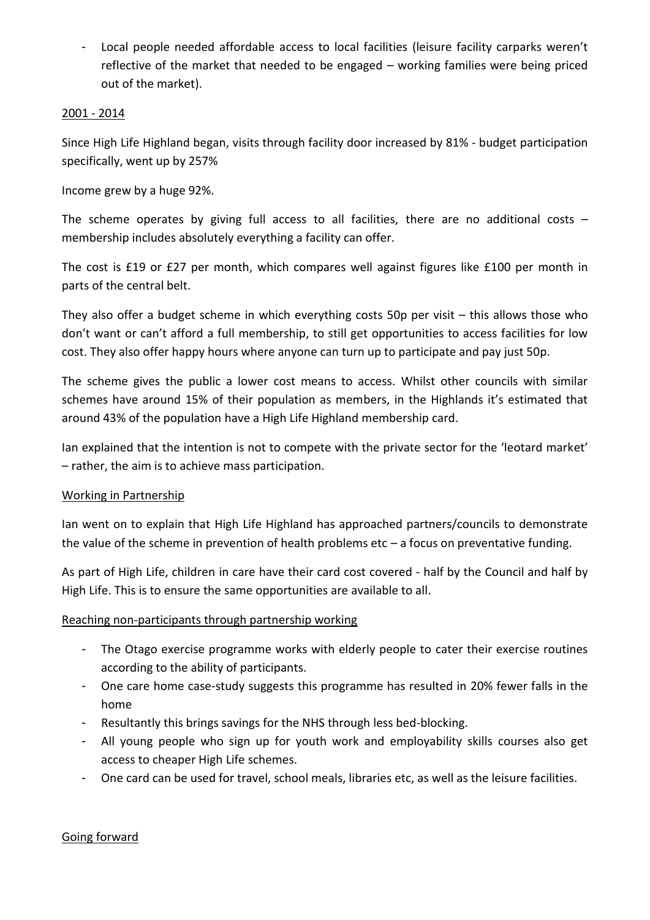- Local people needed affordable access to local facilities (leisure facility carparks weren't reflective of the market that needed to be engaged – working families were being priced out of the market).

<u>2001 - 2014</u>

Since High Life Highland began, visits through facility door increased by 81% - budget participation specifically, went up by 257%

Income grew by a huge 92%.

The scheme operates by giving full access to all facilities, there are no additional costs – membership includes absolutely everything a facility can offer.

The cost is £19 or £27 per month, which compares well against figures like £100 per month in parts of the central belt.

They also offer a budget scheme in which everything costs 50p per visit – this allows those who don't want or can't afford a full membership, to still get opportunities to access facilities for low cost. They also offer happy hours where anyone can turn up to participate and pay just 50p.

The scheme gives the public a lower cost means to access. Whilst other councils with similar schemes have around 15% of their population as members, in the Highlands it's estimated that around 43% of the population have a High Life Highland membership card.

Ian explained that the intention is not to compete with the private sector for the 'leotard market' – rather, the aim is to achieve mass participation.

<u>Working in Partnership</u>

Ian went on to explain that High Life Highland has approached partners/councils to demonstrate the value of the scheme in prevention of health problems etc – a focus on preventative funding.

As part of High Life, children in care have their card cost covered - half by the Council and half by High Life. This is to ensure the same opportunities are available to all.

<u>Reaching non-participants through partnership working</u>

- The Otago exercise programme works with elderly people to cater their exercise routines according to the ability of participants.
- One care home case-study suggests this programme has resulted in 20% fewer falls in the home
- Resultantly this brings savings for the NHS through less bed-blocking.
- All young people who sign up for youth work and employability skills courses also get access to cheaper High Life schemes.
- One card can be used for travel, school meals, libraries etc, as well as the leisure facilities.

<u>Going forward</u>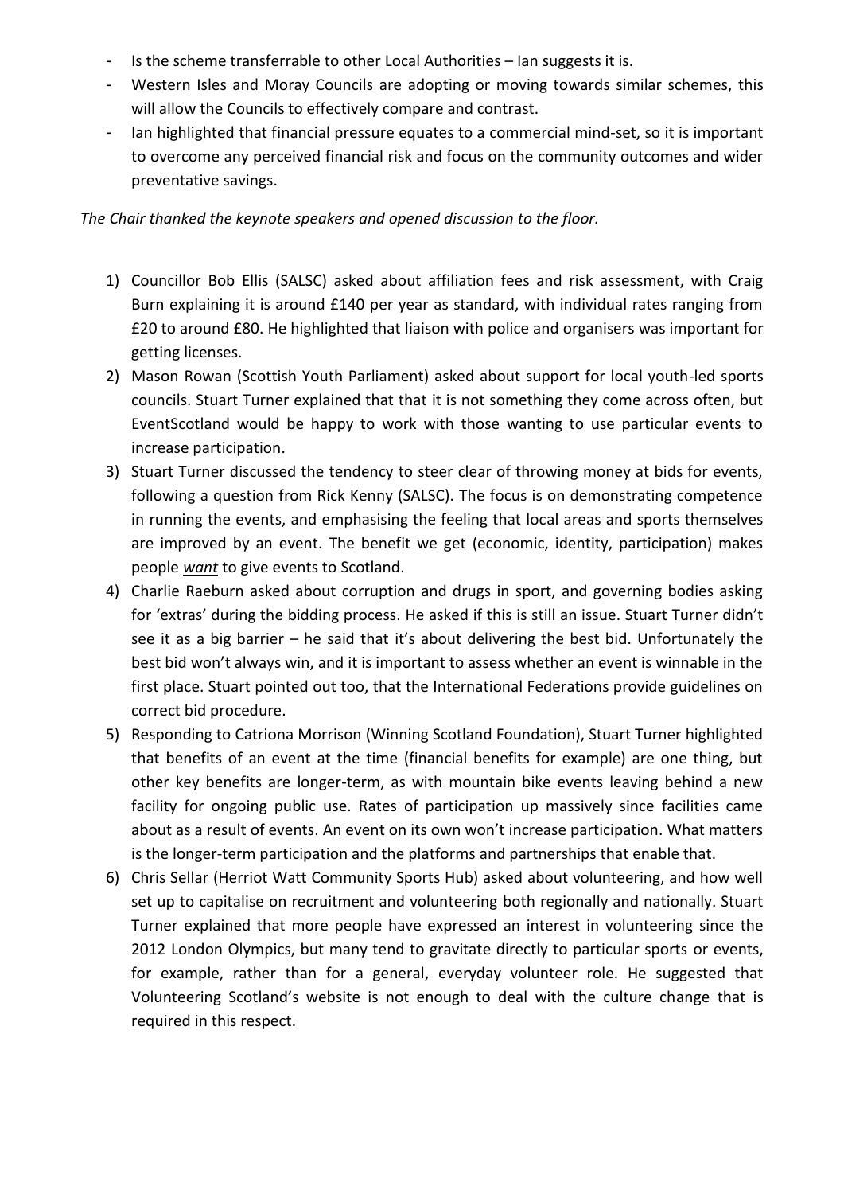- Is the scheme transferrable to other Local Authorities – Ian suggests it is.
- Western Isles and Moray Councils are adopting or moving towards similar schemes, this will allow the Councils to effectively compare and contrast.
- Ian highlighted that financial pressure equates to a commercial mind-set, so it is important to overcome any perceived financial risk and focus on the community outcomes and wider preventative savings.

*The Chair thanked the keynote speakers and opened discussion to the floor.*

1) Councillor Bob Ellis (SALSC) asked about affiliation fees and risk assessment, with Craig Burn explaining it is around £140 per year as standard, with individual rates ranging from £20 to around £80. He highlighted that liaison with police and organisers was important for getting licenses.
2) Mason Rowan (Scottish Youth Parliament) asked about support for local youth-led sports councils. Stuart Turner explained that that it is not something they come across often, but EventScotland would be happy to work with those wanting to use particular events to increase participation.
3) Stuart Turner discussed the tendency to steer clear of throwing money at bids for events, following a question from Rick Kenny (SALSC). The focus is on demonstrating competence in running the events, and emphasising the feeling that local areas and sports themselves are improved by an event. The benefit we get (economic, identity, participation) makes people ***want*** to give events to Scotland.
4) Charlie Raeburn asked about corruption and drugs in sport, and governing bodies asking for 'extras' during the bidding process. He asked if this is still an issue. Stuart Turner didn't see it as a big barrier – he said that it's about delivering the best bid. Unfortunately the best bid won't always win, and it is important to assess whether an event is winnable in the first place. Stuart pointed out too, that the International Federations provide guidelines on correct bid procedure.
5) Responding to Catriona Morrison (Winning Scotland Foundation), Stuart Turner highlighted that benefits of an event at the time (financial benefits for example) are one thing, but other key benefits are longer-term, as with mountain bike events leaving behind a new facility for ongoing public use. Rates of participation up massively since facilities came about as a result of events. An event on its own won't increase participation. What matters is the longer-term participation and the platforms and partnerships that enable that.
6) Chris Sellar (Herriot Watt Community Sports Hub) asked about volunteering, and how well set up to capitalise on recruitment and volunteering both regionally and nationally. Stuart Turner explained that more people have expressed an interest in volunteering since the 2012 London Olympics, but many tend to gravitate directly to particular sports or events, for example, rather than for a general, everyday volunteer role. He suggested that Volunteering Scotland's website is not enough to deal with the culture change that is required in this respect.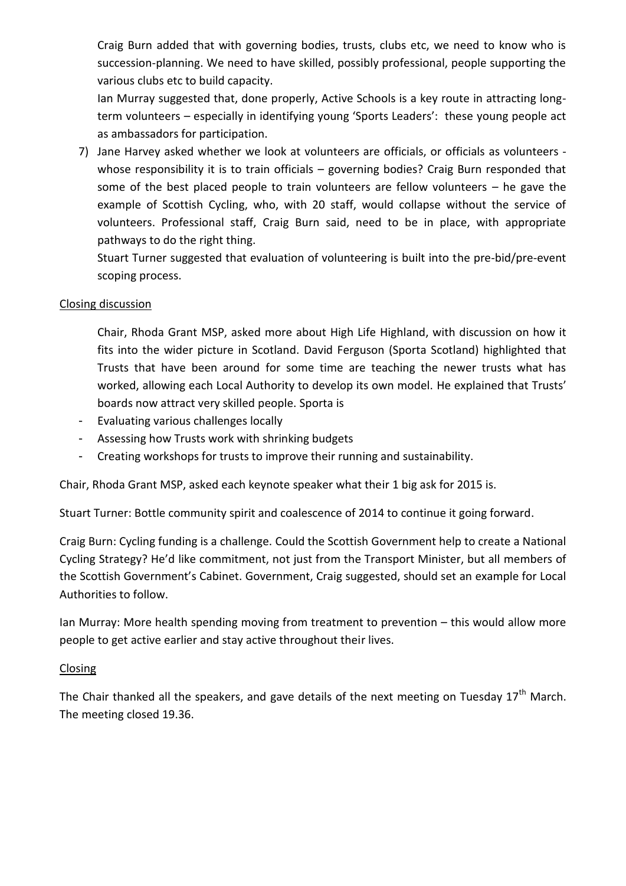Craig Burn added that with governing bodies, trusts, clubs etc, we need to know who is succession-planning. We need to have skilled, possibly professional, people supporting the various clubs etc to build capacity.

Ian Murray suggested that, done properly, Active Schools is a key route in attracting long-term volunteers – especially in identifying young 'Sports Leaders': these young people act as ambassadors for participation.

7) Jane Harvey asked whether we look at volunteers are officials, or officials as volunteers - whose responsibility it is to train officials – governing bodies? Craig Burn responded that some of the best placed people to train volunteers are fellow volunteers – he gave the example of Scottish Cycling, who, with 20 staff, would collapse without the service of volunteers. Professional staff, Craig Burn said, need to be in place, with appropriate pathways to do the right thing.

   Stuart Turner suggested that evaluation of volunteering is built into the pre-bid/pre-event scoping process.

<u>Closing discussion</u>

Chair, Rhoda Grant MSP, asked more about High Life Highland, with discussion on how it fits into the wider picture in Scotland. David Ferguson (Sporta Scotland) highlighted that Trusts that have been around for some time are teaching the newer trusts what has worked, allowing each Local Authority to develop its own model. He explained that Trusts' boards now attract very skilled people. Sporta is

- Evaluating various challenges locally
- Assessing how Trusts work with shrinking budgets
- Creating workshops for trusts to improve their running and sustainability.

Chair, Rhoda Grant MSP, asked each keynote speaker what their 1 big ask for 2015 is.

Stuart Turner: Bottle community spirit and coalescence of 2014 to continue it going forward.

Craig Burn: Cycling funding is a challenge. Could the Scottish Government help to create a National Cycling Strategy? He'd like commitment, not just from the Transport Minister, but all members of the Scottish Government's Cabinet. Government, Craig suggested, should set an example for Local Authorities to follow.

Ian Murray: More health spending moving from treatment to prevention – this would allow more people to get active earlier and stay active throughout their lives.

<u>Closing</u>

The Chair thanked all the speakers, and gave details of the next meeting on Tuesday 17th March. The meeting closed 19.36.